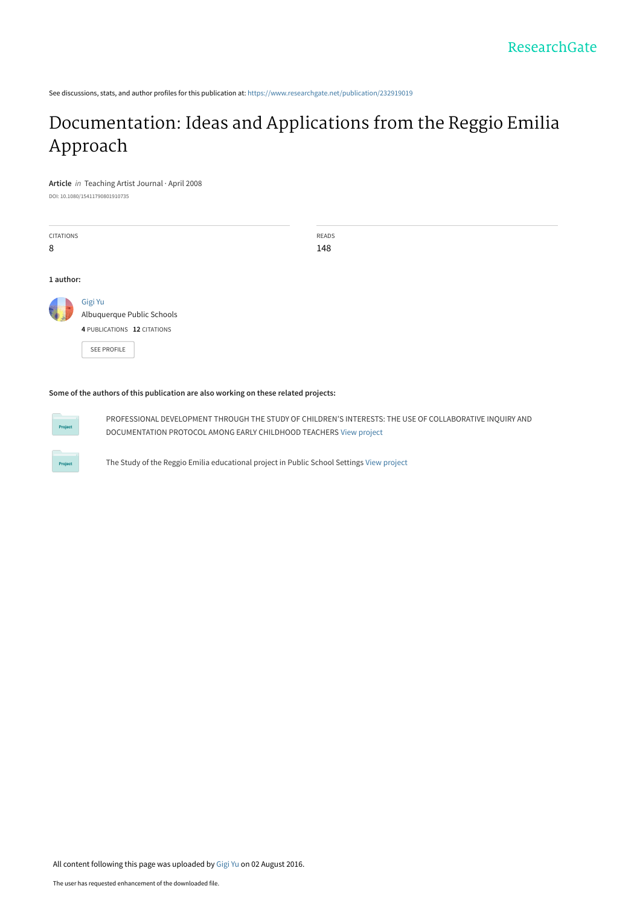See discussions, stats, and author profiles for this publication at: https://www.researchgate.net/publication/232919019

# Documentation: Ideas and Applications from the Reggio Emilia Approach

**Article** *in* Teaching Artist Journal · April 2008

DOI: 10.1080/15411790801910735

| CITATIONS | READS |
| --- | --- |
| 8 | 148 |

**1 author:**

Gigi Yu
Albuquerque Public Schools
**4** PUBLICATIONS **12** CITATIONS

SEE PROFILE

**Some of the authors of this publication are also working on these related projects:**

PROFESSIONAL DEVELOPMENT THROUGH THE STUDY OF CHILDREN'S INTERESTS: THE USE OF COLLABORATIVE INQUIRY AND DOCUMENTATION PROTOCOL AMONG EARLY CHILDHOOD TEACHERS View project

The Study of the Reggio Emilia educational project in Public School Settings View project

All content following this page was uploaded by Gigi Yu on 02 August 2016.

The user has requested enhancement of the downloaded file.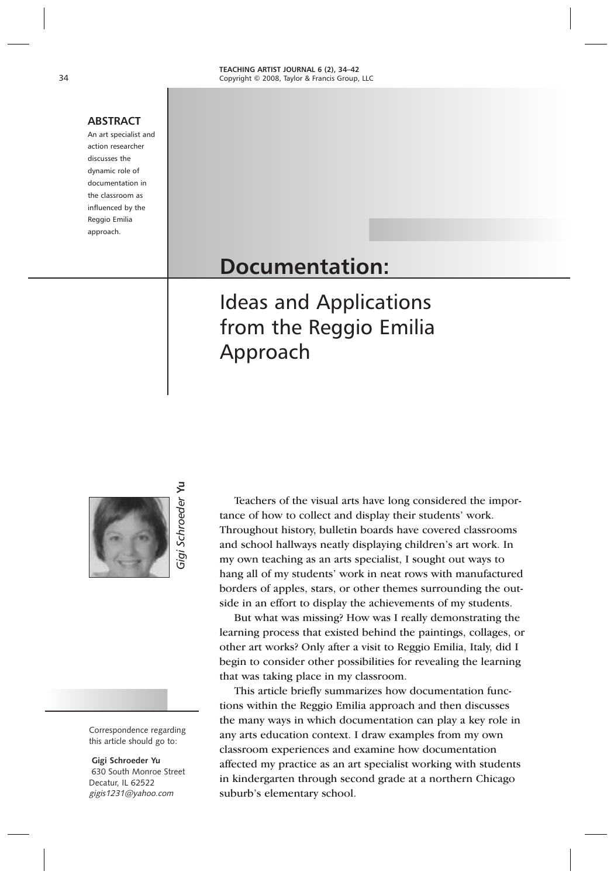**ABSTRACT**

An art specialist and action researcher discusses the dynamic role of documentation in the classroom as influenced by the Reggio Emilia approach.

# Documentation:

## Ideas and Applications from the Reggio Emilia Approach

*Gigi Schroeder* **Yu**

Teachers of the visual arts have long considered the importance of how to collect and display their students' work. Throughout history, bulletin boards have covered classrooms and school hallways neatly displaying children's art work. In my own teaching as an arts specialist, I sought out ways to hang all of my students' work in neat rows with manufactured borders of apples, stars, or other themes surrounding the outside in an effort to display the achievements of my students.

But what was missing? How was I really demonstrating the learning process that existed behind the paintings, collages, or other art works? Only after a visit to Reggio Emilia, Italy, did I begin to consider other possibilities for revealing the learning that was taking place in my classroom.

This article briefly summarizes how documentation functions within the Reggio Emilia approach and then discusses the many ways in which documentation can play a key role in any arts education context. I draw examples from my own classroom experiences and examine how documentation affected my practice as an art specialist working with students in kindergarten through second grade at a northern Chicago suburb's elementary school.

Correspondence regarding this article should go to:

**Gigi Schroeder Yu**
630 South Monroe Street
Decatur, IL 62522
*gigis1231@yahoo.com*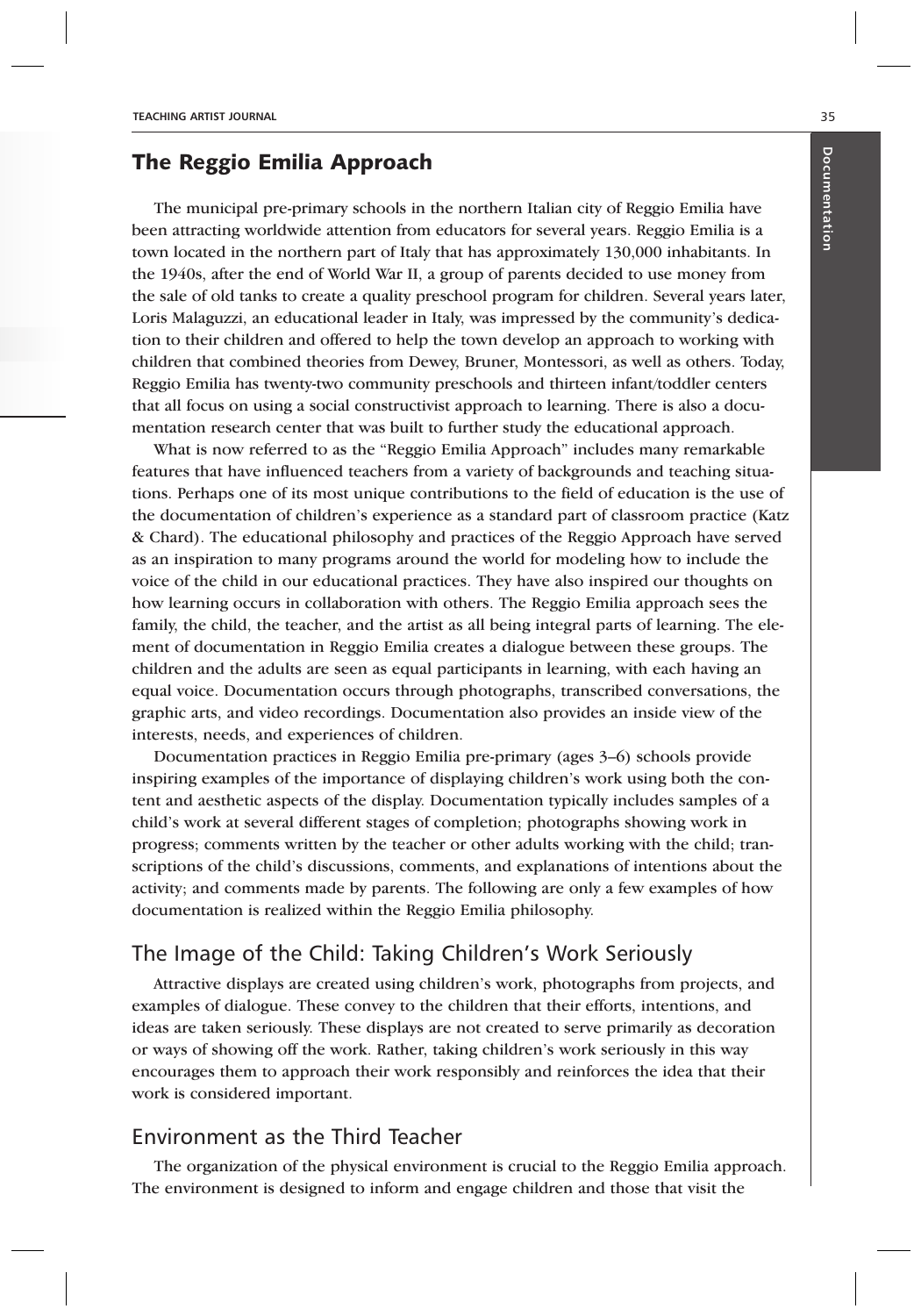## The Reggio Emilia Approach

The municipal pre-primary schools in the northern Italian city of Reggio Emilia have been attracting worldwide attention from educators for several years. Reggio Emilia is a town located in the northern part of Italy that has approximately 130,000 inhabitants. In the 1940s, after the end of World War II, a group of parents decided to use money from the sale of old tanks to create a quality preschool program for children. Several years later, Loris Malaguzzi, an educational leader in Italy, was impressed by the community's dedication to their children and offered to help the town develop an approach to working with children that combined theories from Dewey, Bruner, Montessori, as well as others. Today, Reggio Emilia has twenty-two community preschools and thirteen infant/toddler centers that all focus on using a social constructivist approach to learning. There is also a documentation research center that was built to further study the educational approach.

What is now referred to as the "Reggio Emilia Approach" includes many remarkable features that have influenced teachers from a variety of backgrounds and teaching situations. Perhaps one of its most unique contributions to the field of education is the use of the documentation of children's experience as a standard part of classroom practice (Katz & Chard). The educational philosophy and practices of the Reggio Approach have served as an inspiration to many programs around the world for modeling how to include the voice of the child in our educational practices. They have also inspired our thoughts on how learning occurs in collaboration with others. The Reggio Emilia approach sees the family, the child, the teacher, and the artist as all being integral parts of learning. The element of documentation in Reggio Emilia creates a dialogue between these groups. The children and the adults are seen as equal participants in learning, with each having an equal voice. Documentation occurs through photographs, transcribed conversations, the graphic arts, and video recordings. Documentation also provides an inside view of the interests, needs, and experiences of children.

Documentation practices in Reggio Emilia pre-primary (ages 3–6) schools provide inspiring examples of the importance of displaying children's work using both the content and aesthetic aspects of the display. Documentation typically includes samples of a child's work at several different stages of completion; photographs showing work in progress; comments written by the teacher or other adults working with the child; transcriptions of the child's discussions, comments, and explanations of intentions about the activity; and comments made by parents. The following are only a few examples of how documentation is realized within the Reggio Emilia philosophy.

### The Image of the Child: Taking Children's Work Seriously

Attractive displays are created using children's work, photographs from projects, and examples of dialogue. These convey to the children that their efforts, intentions, and ideas are taken seriously. These displays are not created to serve primarily as decoration or ways of showing off the work. Rather, taking children's work seriously in this way encourages them to approach their work responsibly and reinforces the idea that their work is considered important.

### Environment as the Third Teacher

The organization of the physical environment is crucial to the Reggio Emilia approach. The environment is designed to inform and engage children and those that visit the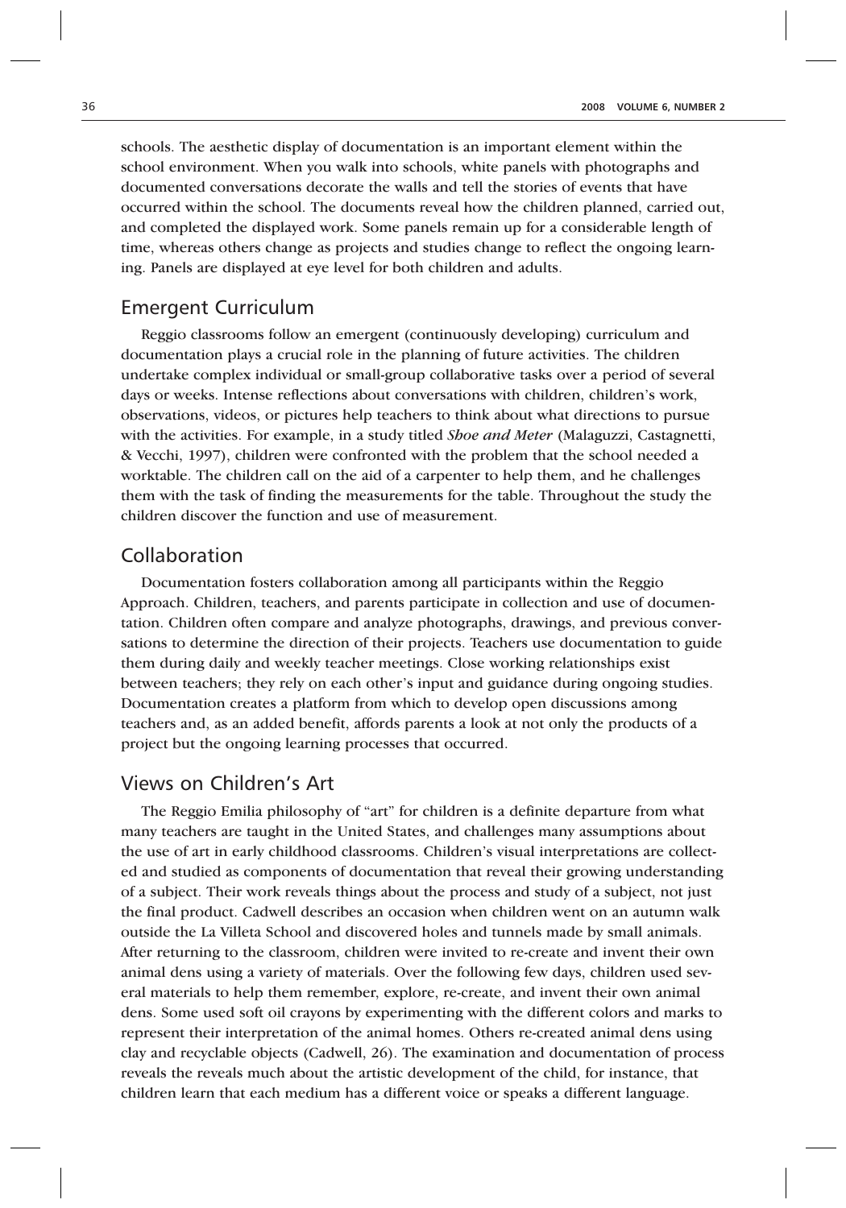schools. The aesthetic display of documentation is an important element within the school environment. When you walk into schools, white panels with photographs and documented conversations decorate the walls and tell the stories of events that have occurred within the school. The documents reveal how the children planned, carried out, and completed the displayed work. Some panels remain up for a considerable length of time, whereas others change as projects and studies change to reflect the ongoing learning. Panels are displayed at eye level for both children and adults.

## Emergent Curriculum

Reggio classrooms follow an emergent (continuously developing) curriculum and documentation plays a crucial role in the planning of future activities. The children undertake complex individual or small-group collaborative tasks over a period of several days or weeks. Intense reflections about conversations with children, children's work, observations, videos, or pictures help teachers to think about what directions to pursue with the activities. For example, in a study titled ***Shoe and Meter*** (Malaguzzi, Castagnetti, & Vecchi, 1997), children were confronted with the problem that the school needed a worktable. The children call on the aid of a carpenter to help them, and he challenges them with the task of finding the measurements for the table. Throughout the study the children discover the function and use of measurement.

## Collaboration

Documentation fosters collaboration among all participants within the Reggio Approach. Children, teachers, and parents participate in collection and use of documentation. Children often compare and analyze photographs, drawings, and previous conversations to determine the direction of their projects. Teachers use documentation to guide them during daily and weekly teacher meetings. Close working relationships exist between teachers; they rely on each other's input and guidance during ongoing studies. Documentation creates a platform from which to develop open discussions among teachers and, as an added benefit, affords parents a look at not only the products of a project but the ongoing learning processes that occurred.

## Views on Children's Art

The Reggio Emilia philosophy of "art" for children is a definite departure from what many teachers are taught in the United States, and challenges many assumptions about the use of art in early childhood classrooms. Children's visual interpretations are collected and studied as components of documentation that reveal their growing understanding of a subject. Their work reveals things about the process and study of a subject, not just the final product. Cadwell describes an occasion when children went on an autumn walk outside the La Villeta School and discovered holes and tunnels made by small animals. After returning to the classroom, children were invited to re-create and invent their own animal dens using a variety of materials. Over the following few days, children used several materials to help them remember, explore, re-create, and invent their own animal dens. Some used soft oil crayons by experimenting with the different colors and marks to represent their interpretation of the animal homes. Others re-created animal dens using clay and recyclable objects (Cadwell, 26). The examination and documentation of process reveals the reveals much about the artistic development of the child, for instance, that children learn that each medium has a different voice or speaks a different language.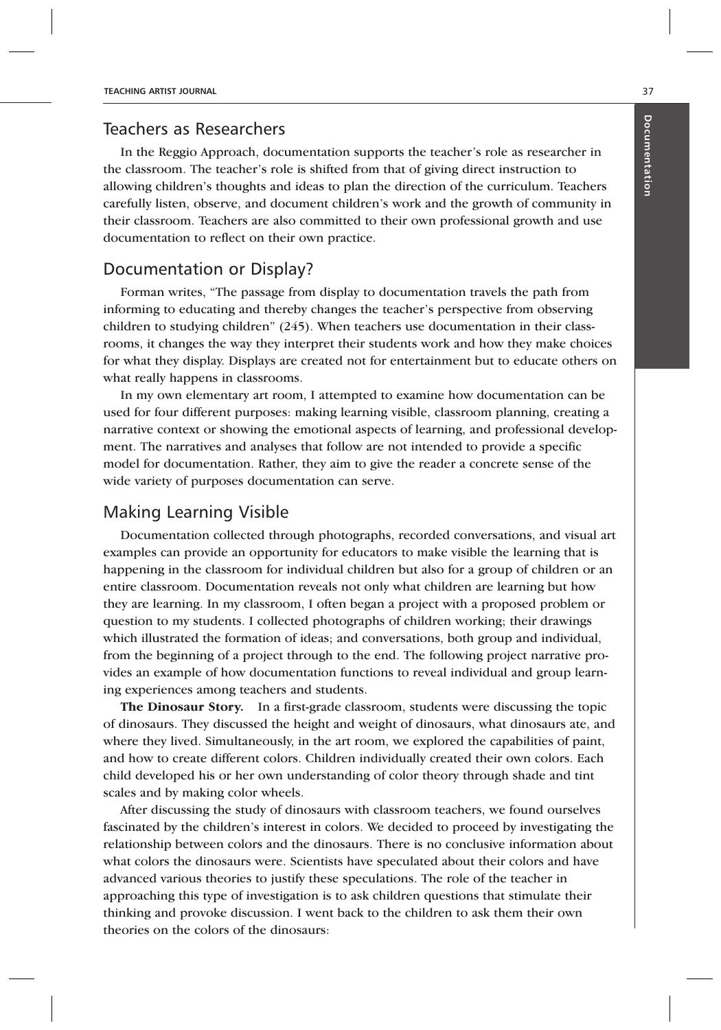## Teachers as Researchers

In the Reggio Approach, documentation supports the teacher's role as researcher in the classroom. The teacher's role is shifted from that of giving direct instruction to allowing children's thoughts and ideas to plan the direction of the curriculum. Teachers carefully listen, observe, and document children's work and the growth of community in their classroom. Teachers are also committed to their own professional growth and use documentation to reflect on their own practice.

## Documentation or Display?

Forman writes, "The passage from display to documentation travels the path from informing to educating and thereby changes the teacher's perspective from observing children to studying children" (245). When teachers use documentation in their classrooms, it changes the way they interpret their students work and how they make choices for what they display. Displays are created not for entertainment but to educate others on what really happens in classrooms.

In my own elementary art room, I attempted to examine how documentation can be used for four different purposes: making learning visible, classroom planning, creating a narrative context or showing the emotional aspects of learning, and professional development. The narratives and analyses that follow are not intended to provide a specific model for documentation. Rather, they aim to give the reader a concrete sense of the wide variety of purposes documentation can serve.

## Making Learning Visible

Documentation collected through photographs, recorded conversations, and visual art examples can provide an opportunity for educators to make visible the learning that is happening in the classroom for individual children but also for a group of children or an entire classroom. Documentation reveals not only what children are learning but how they are learning. In my classroom, I often began a project with a proposed problem or question to my students. I collected photographs of children working; their drawings which illustrated the formation of ideas; and conversations, both group and individual, from the beginning of a project through to the end. The following project narrative provides an example of how documentation functions to reveal individual and group learning experiences among teachers and students.

**The Dinosaur Story.** In a first-grade classroom, students were discussing the topic of dinosaurs. They discussed the height and weight of dinosaurs, what dinosaurs ate, and where they lived. Simultaneously, in the art room, we explored the capabilities of paint, and how to create different colors. Children individually created their own colors. Each child developed his or her own understanding of color theory through shade and tint scales and by making color wheels.

After discussing the study of dinosaurs with classroom teachers, we found ourselves fascinated by the children's interest in colors. We decided to proceed by investigating the relationship between colors and the dinosaurs. There is no conclusive information about what colors the dinosaurs were. Scientists have speculated about their colors and have advanced various theories to justify these speculations. The role of the teacher in approaching this type of investigation is to ask children questions that stimulate their thinking and provoke discussion. I went back to the children to ask them their own theories on the colors of the dinosaurs: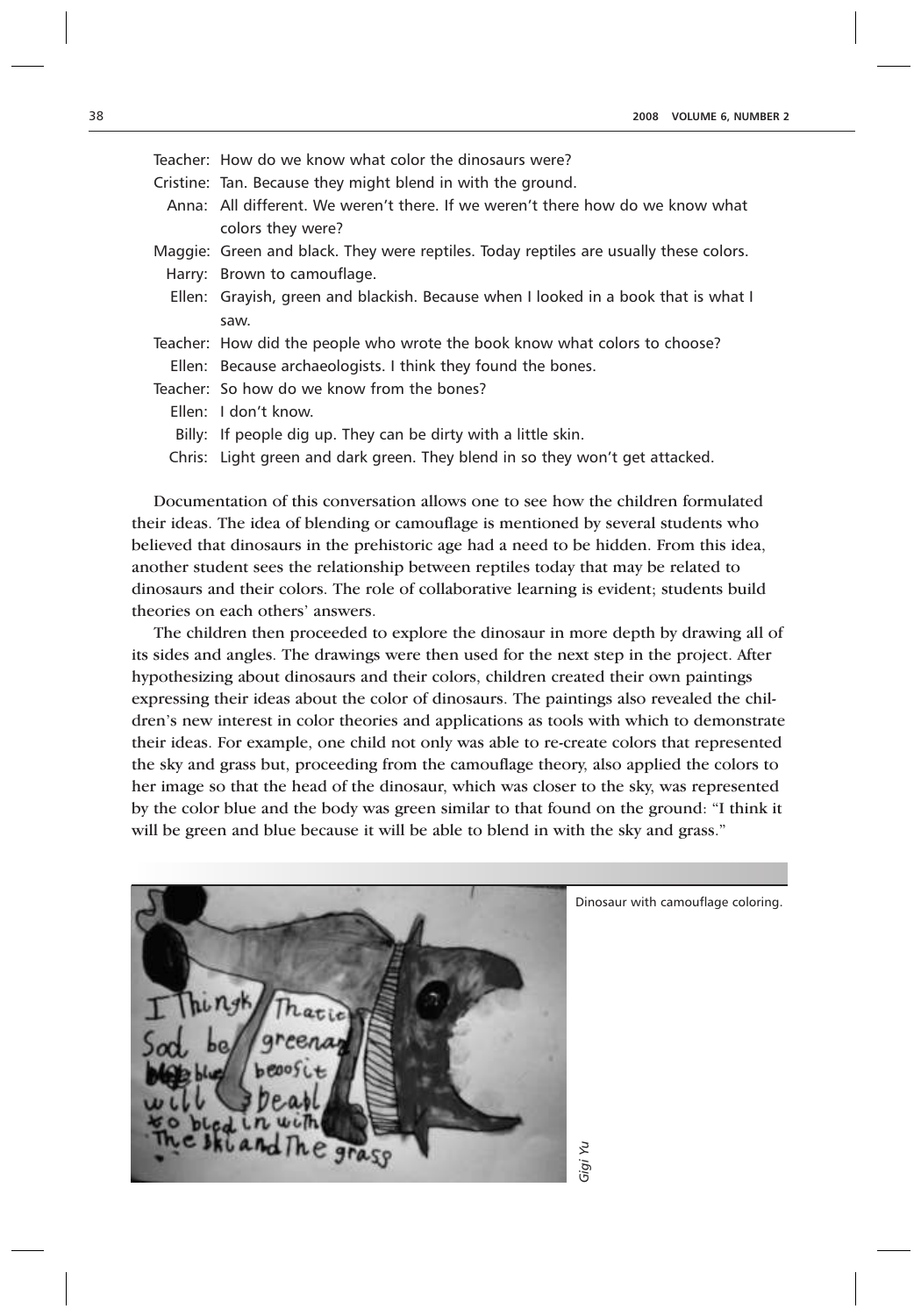Teacher: How do we know what color the dinosaurs were?

Cristine: Tan. Because they might blend in with the ground.

Anna: All different. We weren't there. If we weren't there how do we know what colors they were?

Maggie: Green and black. They were reptiles. Today reptiles are usually these colors.

Harry: Brown to camouflage.

Ellen: Grayish, green and blackish. Because when I looked in a book that is what I saw.

Teacher: How did the people who wrote the book know what colors to choose?

Ellen: Because archaeologists. I think they found the bones.

Teacher: So how do we know from the bones?

Ellen: I don't know.

Billy: If people dig up. They can be dirty with a little skin.

Chris: Light green and dark green. They blend in so they won't get attacked.

Documentation of this conversation allows one to see how the children formulated their ideas. The idea of blending or camouflage is mentioned by several students who believed that dinosaurs in the prehistoric age had a need to be hidden. From this idea, another student sees the relationship between reptiles today that may be related to dinosaurs and their colors. The role of collaborative learning is evident; students build theories on each others' answers.

The children then proceeded to explore the dinosaur in more depth by drawing all of its sides and angles. The drawings were then used for the next step in the project. After hypothesizing about dinosaurs and their colors, children created their own paintings expressing their ideas about the color of dinosaurs. The paintings also revealed the children's new interest in color theories and applications as tools with which to demonstrate their ideas. For example, one child not only was able to re-create colors that represented the sky and grass but, proceeding from the camouflage theory, also applied the colors to her image so that the head of the dinosaur, which was closer to the sky, was represented by the color blue and the body was green similar to that found on the ground: "I think it will be green and blue because it will be able to blend in with the sky and grass."

Dinosaur with camouflage coloring.

*Gigi Yu*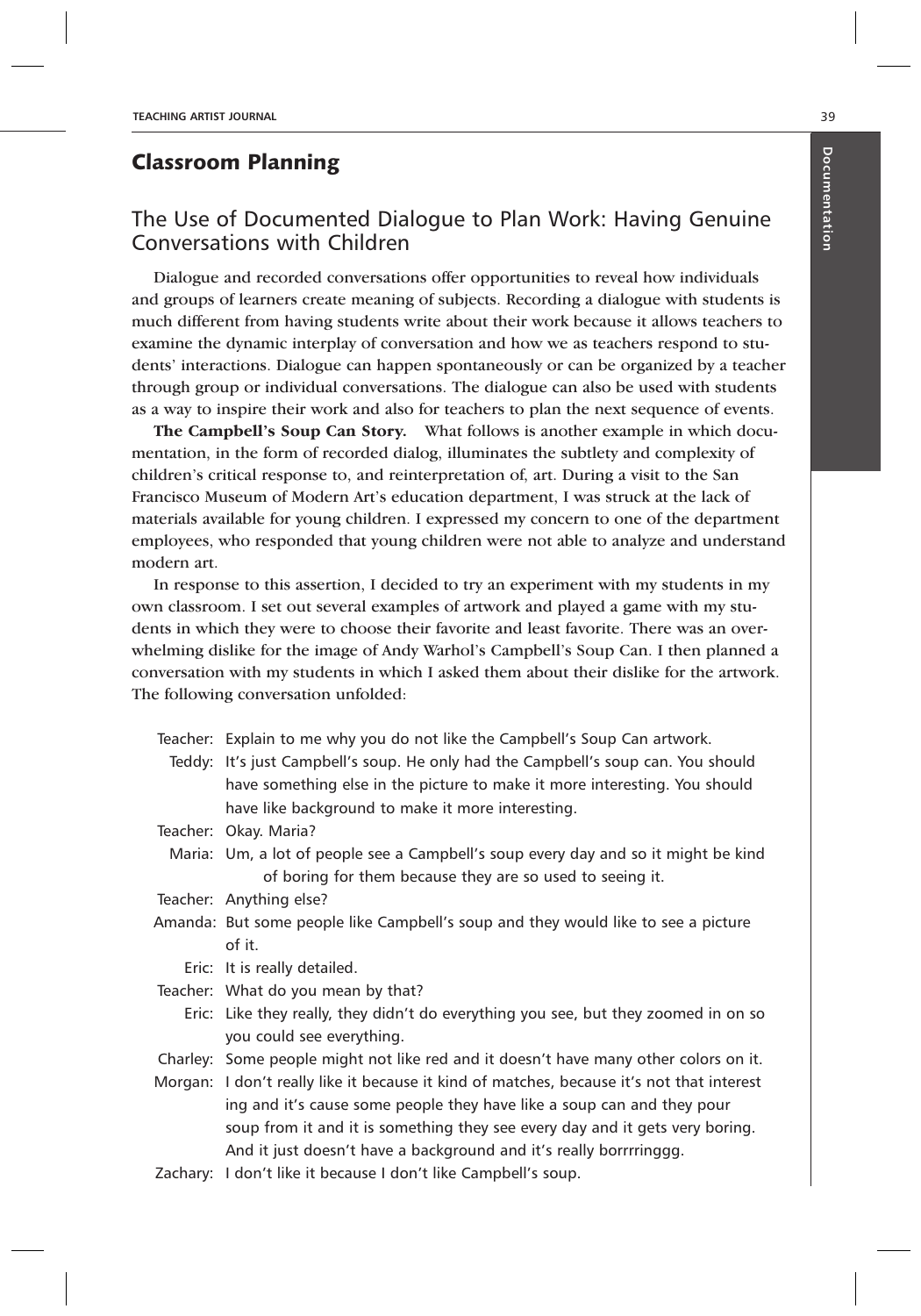## Classroom Planning

### The Use of Documented Dialogue to Plan Work: Having Genuine Conversations with Children

Dialogue and recorded conversations offer opportunities to reveal how individuals and groups of learners create meaning of subjects. Recording a dialogue with students is much different from having students write about their work because it allows teachers to examine the dynamic interplay of conversation and how we as teachers respond to students' interactions. Dialogue can happen spontaneously or can be organized by a teacher through group or individual conversations. The dialogue can also be used with students as a way to inspire their work and also for teachers to plan the next sequence of events.

**The Campbell's Soup Can Story.** What follows is another example in which documentation, in the form of recorded dialog, illuminates the subtlety and complexity of children's critical response to, and reinterpretation of, art. During a visit to the San Francisco Museum of Modern Art's education department, I was struck at the lack of materials available for young children. I expressed my concern to one of the department employees, who responded that young children were not able to analyze and understand modern art.

In response to this assertion, I decided to try an experiment with my students in my own classroom. I set out several examples of artwork and played a game with my students in which they were to choose their favorite and least favorite. There was an overwhelming dislike for the image of Andy Warhol's Campbell's Soup Can. I then planned a conversation with my students in which I asked them about their dislike for the artwork. The following conversation unfolded:

Teacher: Explain to me why you do not like the Campbell's Soup Can artwork.

Teddy: It's just Campbell's soup. He only had the Campbell's soup can. You should have something else in the picture to make it more interesting. You should have like background to make it more interesting.

Teacher: Okay. Maria?

Maria: Um, a lot of people see a Campbell's soup every day and so it might be kind of boring for them because they are so used to seeing it.

Teacher: Anything else?

Amanda: But some people like Campbell's soup and they would like to see a picture of it.

Eric: It is really detailed.

Teacher: What do you mean by that?

Eric: Like they really, they didn't do everything you see, but they zoomed in on so you could see everything.

Charley: Some people might not like red and it doesn't have many other colors on it.

Morgan: I don't really like it because it kind of matches, because it's not that interesting and it's cause some people they have like a soup can and they pour soup from it and it is something they see every day and it gets very boring. And it just doesn't have a background and it's really borrrringgg.

Zachary: I don't like it because I don't like Campbell's soup.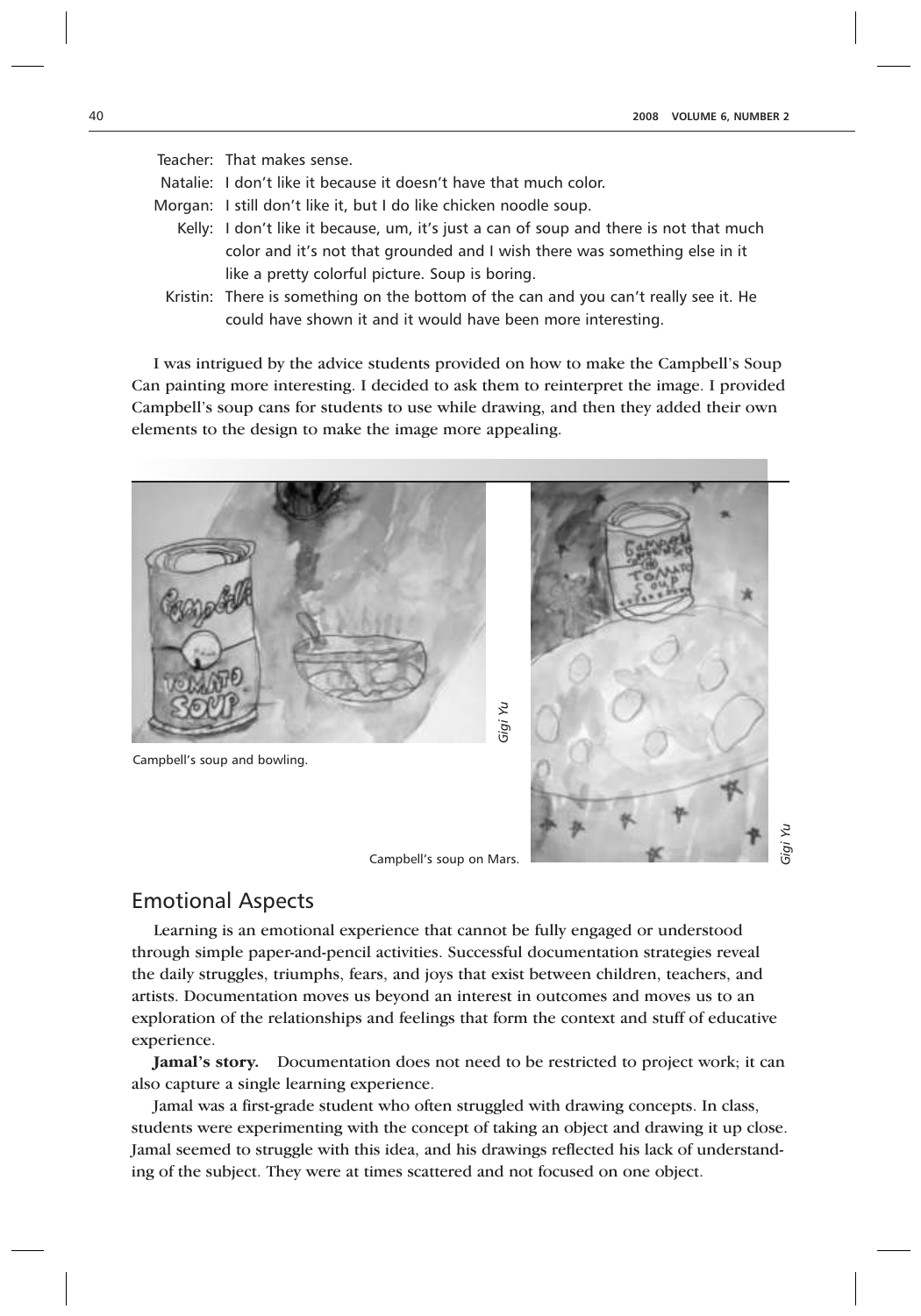Teacher: That makes sense.

Natalie: I don't like it because it doesn't have that much color.

Morgan: I still don't like it, but I do like chicken noodle soup.

Kelly: I don't like it because, um, it's just a can of soup and there is not that much color and it's not that grounded and I wish there was something else in it like a pretty colorful picture. Soup is boring.

Kristin: There is something on the bottom of the can and you can't really see it. He could have shown it and it would have been more interesting.

I was intrigued by the advice students provided on how to make the Campbell's Soup Can painting more interesting. I decided to ask them to reinterpret the image. I provided Campbell's soup cans for students to use while drawing, and then they added their own elements to the design to make the image more appealing.

Campbell's soup and bowling.

*Gigi Yu*

Campbell's soup on Mars.

*Gigi Yu*

## Emotional Aspects

Learning is an emotional experience that cannot be fully engaged or understood through simple paper-and-pencil activities. Successful documentation strategies reveal the daily struggles, triumphs, fears, and joys that exist between children, teachers, and artists. Documentation moves us beyond an interest in outcomes and moves us to an exploration of the relationships and feelings that form the context and stuff of educative experience.

**Jamal's story.** Documentation does not need to be restricted to project work; it can also capture a single learning experience.

Jamal was a first-grade student who often struggled with drawing concepts. In class, students were experimenting with the concept of taking an object and drawing it up close. Jamal seemed to struggle with this idea, and his drawings reflected his lack of understanding of the subject. They were at times scattered and not focused on one object.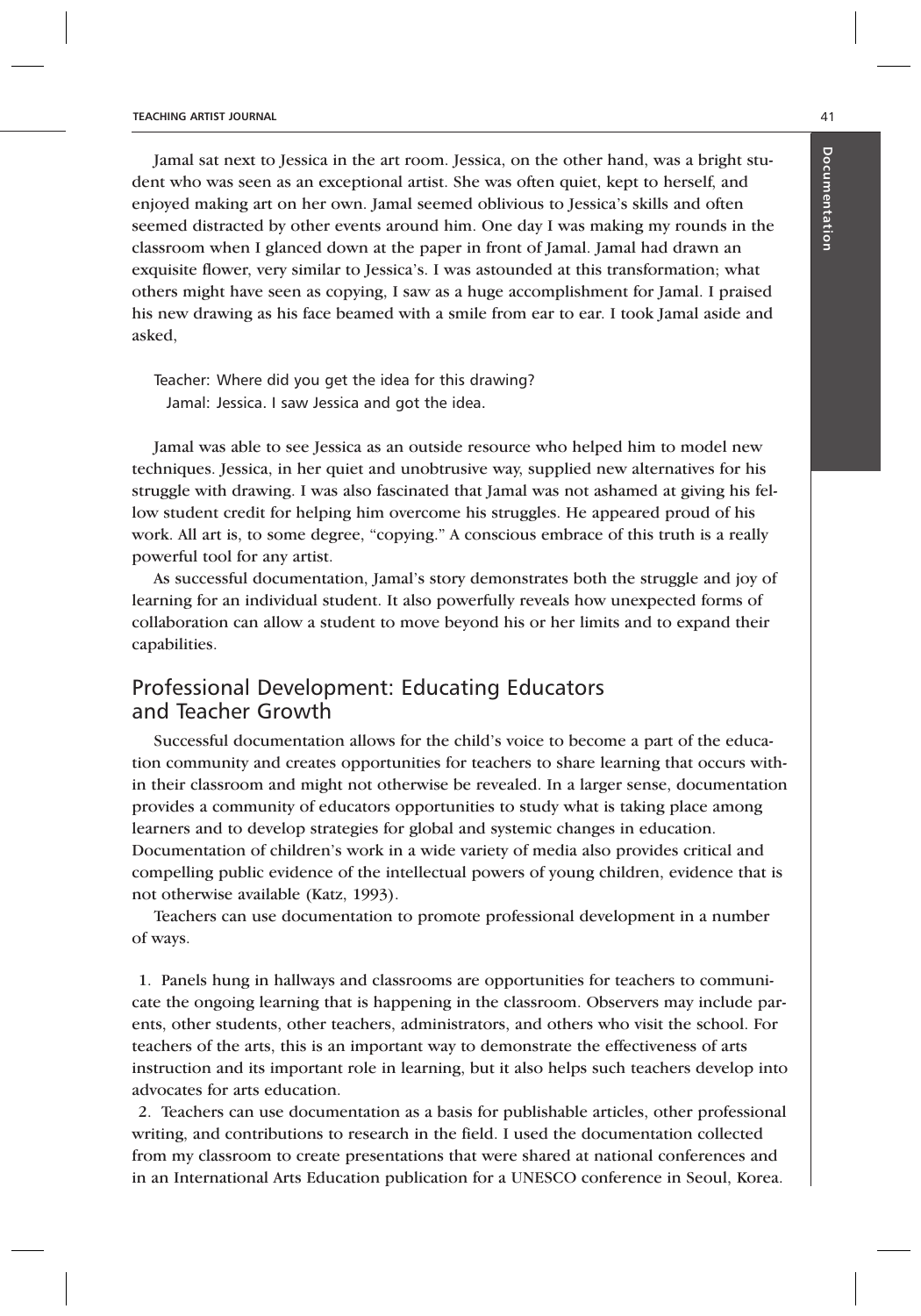Jamal sat next to Jessica in the art room. Jessica, on the other hand, was a bright student who was seen as an exceptional artist. She was often quiet, kept to herself, and enjoyed making art on her own. Jamal seemed oblivious to Jessica's skills and often seemed distracted by other events around him. One day I was making my rounds in the classroom when I glanced down at the paper in front of Jamal. Jamal had drawn an exquisite flower, very similar to Jessica's. I was astounded at this transformation; what others might have seen as copying, I saw as a huge accomplishment for Jamal. I praised his new drawing as his face beamed with a smile from ear to ear. I took Jamal aside and asked,

> Teacher: Where did you get the idea for this drawing?
> Jamal: Jessica. I saw Jessica and got the idea.

Jamal was able to see Jessica as an outside resource who helped him to model new techniques. Jessica, in her quiet and unobtrusive way, supplied new alternatives for his struggle with drawing. I was also fascinated that Jamal was not ashamed at giving his fellow student credit for helping him overcome his struggles. He appeared proud of his work. All art is, to some degree, "copying." A conscious embrace of this truth is a really powerful tool for any artist.

As successful documentation, Jamal's story demonstrates both the struggle and joy of learning for an individual student. It also powerfully reveals how unexpected forms of collaboration can allow a student to move beyond his or her limits and to expand their capabilities.

## Professional Development: Educating Educators and Teacher Growth

Successful documentation allows for the child's voice to become a part of the education community and creates opportunities for teachers to share learning that occurs within their classroom and might not otherwise be revealed. In a larger sense, documentation provides a community of educators opportunities to study what is taking place among learners and to develop strategies for global and systemic changes in education. Documentation of children's work in a wide variety of media also provides critical and compelling public evidence of the intellectual powers of young children, evidence that is not otherwise available (Katz, 1993).

Teachers can use documentation to promote professional development in a number of ways.

1. Panels hung in hallways and classrooms are opportunities for teachers to communicate the ongoing learning that is happening in the classroom. Observers may include parents, other students, other teachers, administrators, and others who visit the school. For teachers of the arts, this is an important way to demonstrate the effectiveness of arts instruction and its important role in learning, but it also helps such teachers develop into advocates for arts education.
2. Teachers can use documentation as a basis for publishable articles, other professional writing, and contributions to research in the field. I used the documentation collected from my classroom to create presentations that were shared at national conferences and in an International Arts Education publication for a UNESCO conference in Seoul, Korea.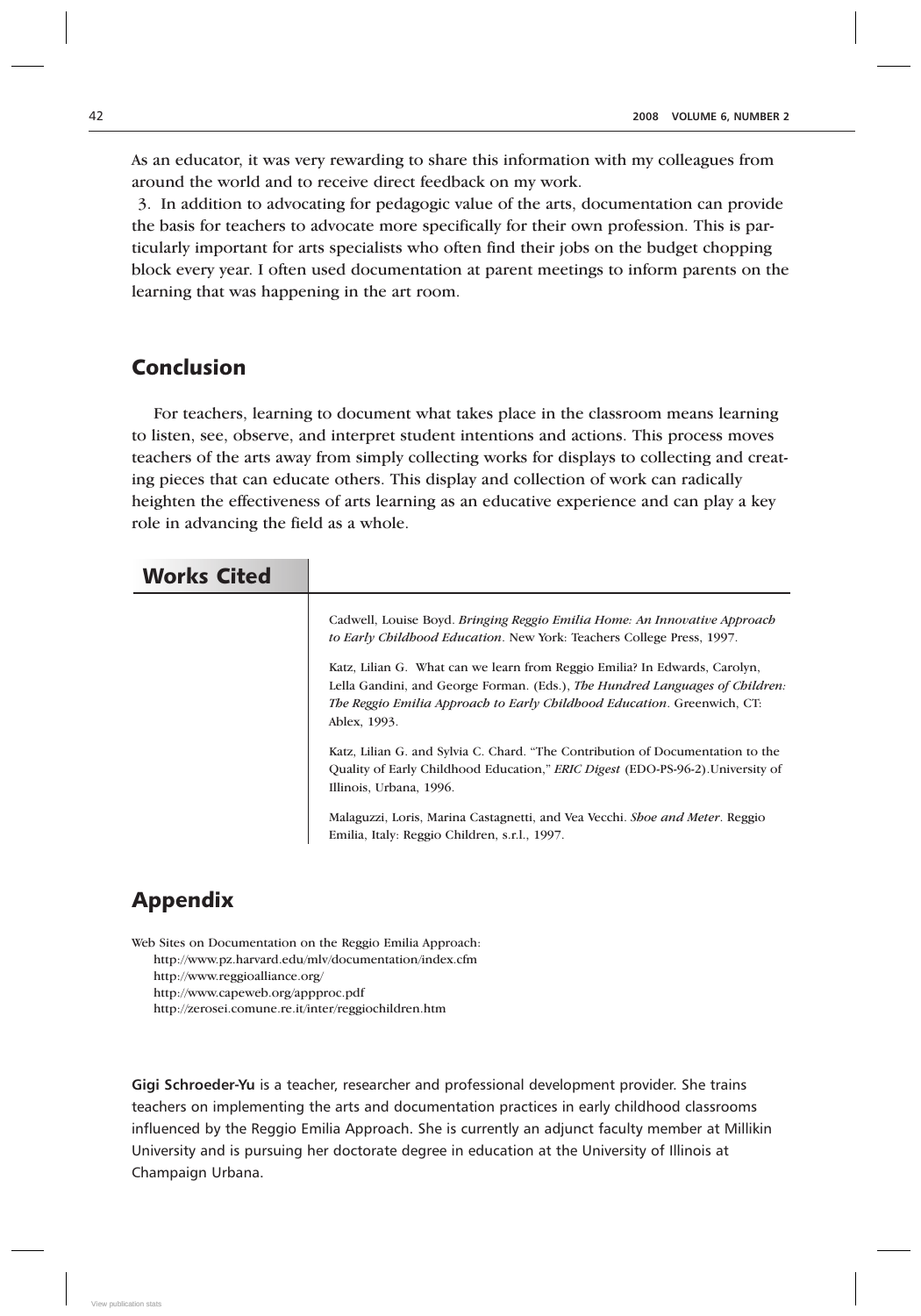As an educator, it was very rewarding to share this information with my colleagues from around the world and to receive direct feedback on my work.

3. In addition to advocating for pedagogic value of the arts, documentation can provide the basis for teachers to advocate more specifically for their own profession. This is particularly important for arts specialists who often find their jobs on the budget chopping block every year. I often used documentation at parent meetings to inform parents on the learning that was happening in the art room.

## Conclusion

For teachers, learning to document what takes place in the classroom means learning to listen, see, observe, and interpret student intentions and actions. This process moves teachers of the arts away from simply collecting works for displays to collecting and creating pieces that can educate others. This display and collection of work can radically heighten the effectiveness of arts learning as an educative experience and can play a key role in advancing the field as a whole.

## Works Cited

Cadwell, Louise Boyd. *Bringing Reggio Emilia Home: An Innovative Approach to Early Childhood Education*. New York: Teachers College Press, 1997.

Katz, Lilian G. What can we learn from Reggio Emilia? In Edwards, Carolyn, Lella Gandini, and George Forman. (Eds.), *The Hundred Languages of Children: The Reggio Emilia Approach to Early Childhood Education*. Greenwich, CT: Ablex, 1993.

Katz, Lilian G. and Sylvia C. Chard. "The Contribution of Documentation to the Quality of Early Childhood Education," *ERIC Digest* (EDO-PS-96-2).University of Illinois, Urbana, 1996.

Malaguzzi, Loris, Marina Castagnetti, and Vea Vecchi. *Shoe and Meter*. Reggio Emilia, Italy: Reggio Children, s.r.l., 1997.

## Appendix

Web Sites on Documentation on the Reggio Emilia Approach:

http://www.pz.harvard.edu/mlv/documentation/index.cfm
http://www.reggioalliance.org/
http://www.capeweb.org/appproc.pdf
http://zerosei.comune.re.it/inter/reggiochildren.htm

**Gigi Schroeder-Yu** is a teacher, researcher and professional development provider. She trains teachers on implementing the arts and documentation practices in early childhood classrooms influenced by the Reggio Emilia Approach. She is currently an adjunct faculty member at Millikin University and is pursuing her doctorate degree in education at the University of Illinois at Champaign Urbana.